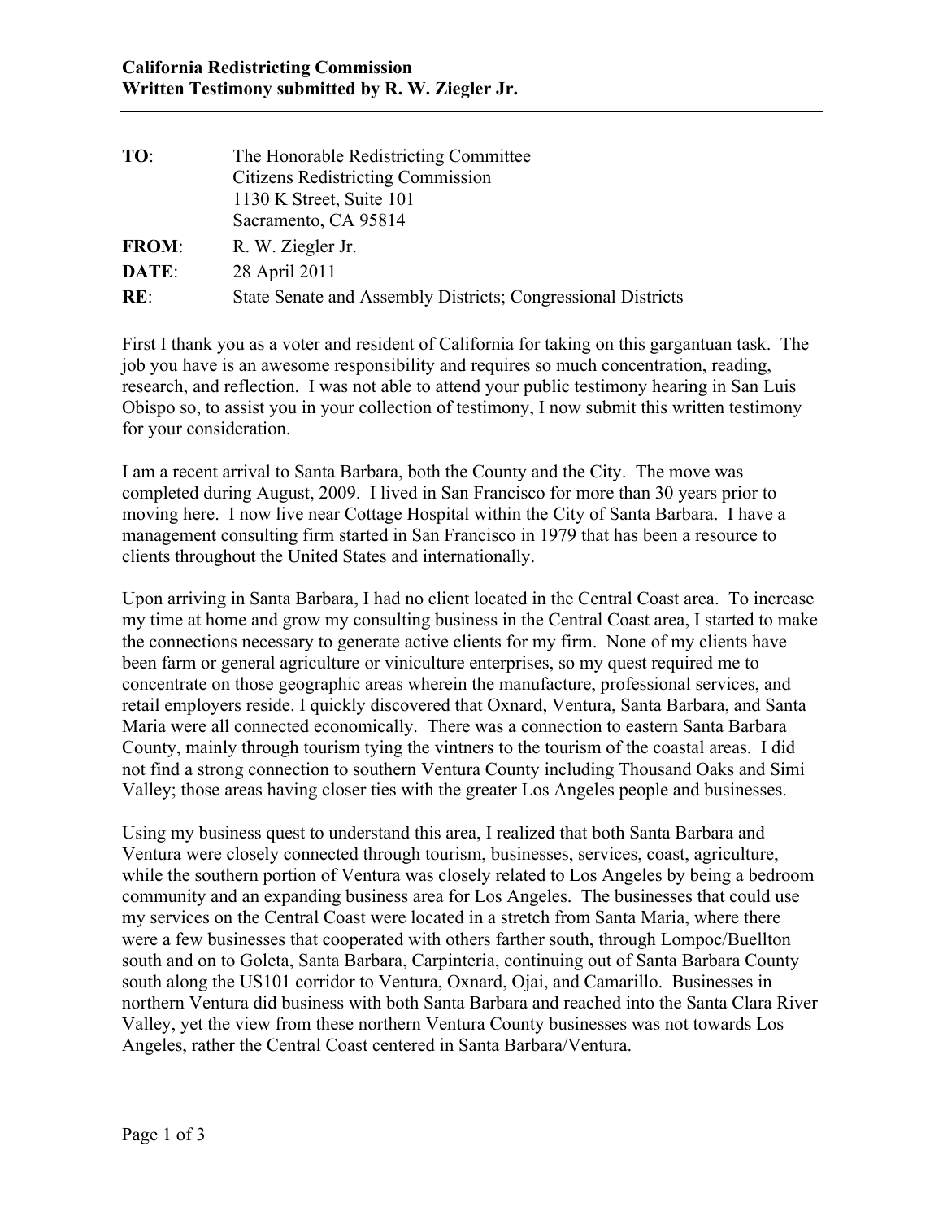**California Redistricting Commission**
**Written Testimony submitted by R. W. Ziegler Jr.**

| | |
|---|---|
| **TO**: | The Honorable Redistricting Committee<br>Citizens Redistricting Commission<br>1130 K Street, Suite 101<br>Sacramento, CA 95814 |
| **FROM**: | R. W. Ziegler Jr. |
| **DATE**: | 28 April 2011 |
| **RE**: | State Senate and Assembly Districts; Congressional Districts |

First I thank you as a voter and resident of California for taking on this gargantuan task. The job you have is an awesome responsibility and requires so much concentration, reading, research, and reflection. I was not able to attend your public testimony hearing in San Luis Obispo so, to assist you in your collection of testimony, I now submit this written testimony for your consideration.

I am a recent arrival to Santa Barbara, both the County and the City. The move was completed during August, 2009. I lived in San Francisco for more than 30 years prior to moving here. I now live near Cottage Hospital within the City of Santa Barbara. I have a management consulting firm started in San Francisco in 1979 that has been a resource to clients throughout the United States and internationally.

Upon arriving in Santa Barbara, I had no client located in the Central Coast area. To increase my time at home and grow my consulting business in the Central Coast area, I started to make the connections necessary to generate active clients for my firm. None of my clients have been farm or general agriculture or viniculture enterprises, so my quest required me to concentrate on those geographic areas wherein the manufacture, professional services, and retail employers reside. I quickly discovered that Oxnard, Ventura, Santa Barbara, and Santa Maria were all connected economically. There was a connection to eastern Santa Barbara County, mainly through tourism tying the vintners to the tourism of the coastal areas. I did not find a strong connection to southern Ventura County including Thousand Oaks and Simi Valley; those areas having closer ties with the greater Los Angeles people and businesses.

Using my business quest to understand this area, I realized that both Santa Barbara and Ventura were closely connected through tourism, businesses, services, coast, agriculture, while the southern portion of Ventura was closely related to Los Angeles by being a bedroom community and an expanding business area for Los Angeles. The businesses that could use my services on the Central Coast were located in a stretch from Santa Maria, where there were a few businesses that cooperated with others farther south, through Lompoc/Buellton south and on to Goleta, Santa Barbara, Carpinteria, continuing out of Santa Barbara County south along the US101 corridor to Ventura, Oxnard, Ojai, and Camarillo. Businesses in northern Ventura did business with both Santa Barbara and reached into the Santa Clara River Valley, yet the view from these northern Ventura County businesses was not towards Los Angeles, rather the Central Coast centered in Santa Barbara/Ventura.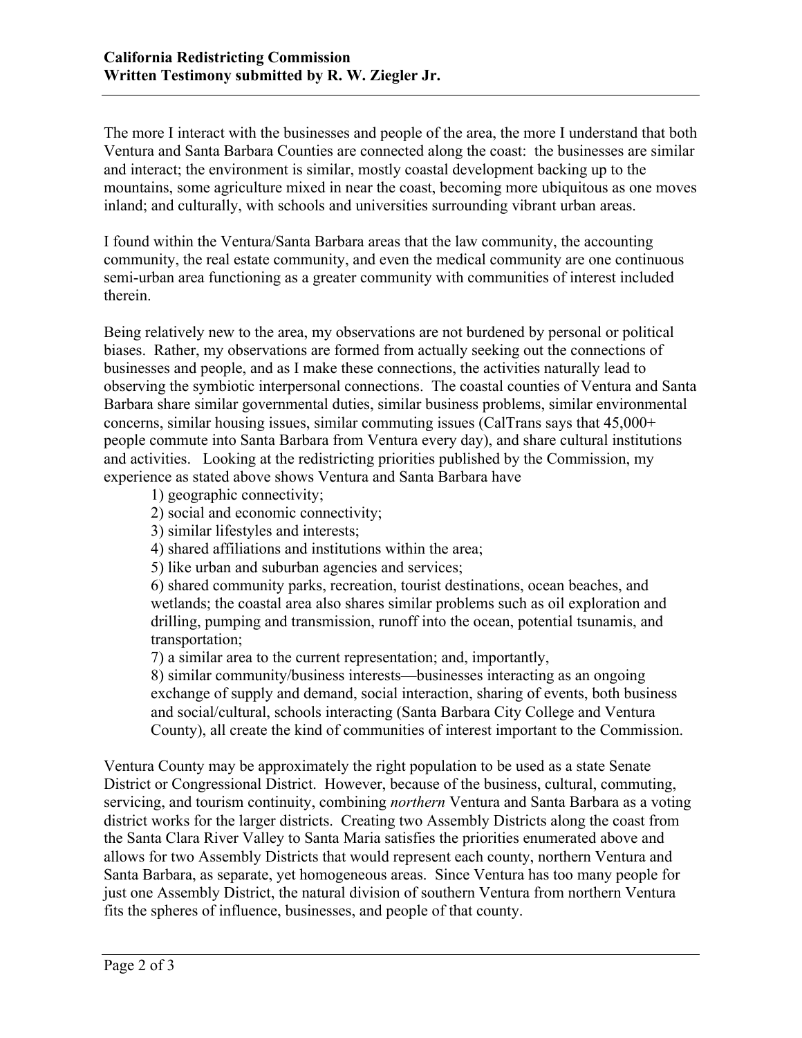The more I interact with the businesses and people of the area, the more I understand that both Ventura and Santa Barbara Counties are connected along the coast: the businesses are similar and interact; the environment is similar, mostly coastal development backing up to the mountains, some agriculture mixed in near the coast, becoming more ubiquitous as one moves inland; and culturally, with schools and universities surrounding vibrant urban areas.

I found within the Ventura/Santa Barbara areas that the law community, the accounting community, the real estate community, and even the medical community are one continuous semi-urban area functioning as a greater community with communities of interest included therein.

Being relatively new to the area, my observations are not burdened by personal or political biases. Rather, my observations are formed from actually seeking out the connections of businesses and people, and as I make these connections, the activities naturally lead to observing the symbiotic interpersonal connections. The coastal counties of Ventura and Santa Barbara share similar governmental duties, similar business problems, similar environmental concerns, similar housing issues, similar commuting issues (CalTrans says that 45,000+ people commute into Santa Barbara from Ventura every day), and share cultural institutions and activities. Looking at the redistricting priorities published by the Commission, my experience as stated above shows Ventura and Santa Barbara have

1) geographic connectivity;
2) social and economic connectivity;
3) similar lifestyles and interests;
4) shared affiliations and institutions within the area;
5) like urban and suburban agencies and services;
6) shared community parks, recreation, tourist destinations, ocean beaches, and wetlands; the coastal area also shares similar problems such as oil exploration and drilling, pumping and transmission, runoff into the ocean, potential tsunamis, and transportation;
7) a similar area to the current representation; and, importantly,
8) similar community/business interests—businesses interacting as an ongoing exchange of supply and demand, social interaction, sharing of events, both business and social/cultural, schools interacting (Santa Barbara City College and Ventura County), all create the kind of communities of interest important to the Commission.

Ventura County may be approximately the right population to be used as a state Senate District or Congressional District. However, because of the business, cultural, commuting, servicing, and tourism continuity, combining *northern* Ventura and Santa Barbara as a voting district works for the larger districts. Creating two Assembly Districts along the coast from the Santa Clara River Valley to Santa Maria satisfies the priorities enumerated above and allows for two Assembly Districts that would represent each county, northern Ventura and Santa Barbara, as separate, yet homogeneous areas. Since Ventura has too many people for just one Assembly District, the natural division of southern Ventura from northern Ventura fits the spheres of influence, businesses, and people of that county.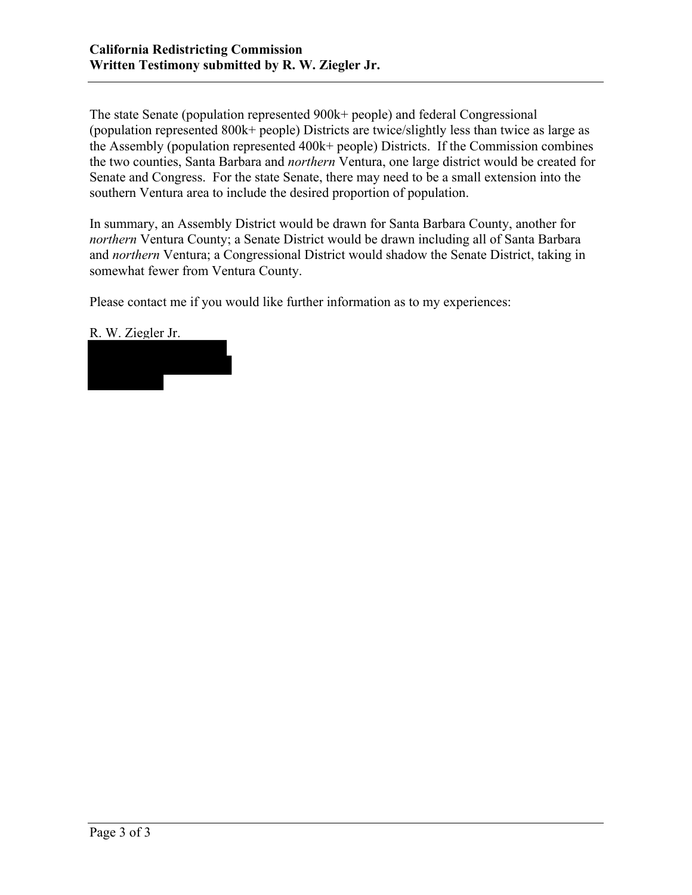The state Senate (population represented 900k+ people) and federal Congressional (population represented 800k+ people) Districts are twice/slightly less than twice as large as the Assembly (population represented 400k+ people) Districts. If the Commission combines the two counties, Santa Barbara and *northern* Ventura, one large district would be created for Senate and Congress. For the state Senate, there may need to be a small extension into the southern Ventura area to include the desired proportion of population.

In summary, an Assembly District would be drawn for Santa Barbara County, another for *northern* Ventura County; a Senate District would be drawn including all of Santa Barbara and *northern* Ventura; a Congressional District would shadow the Senate District, taking in somewhat fewer from Ventura County.

Please contact me if you would like further information as to my experiences:

R. W. Ziegler Jr.